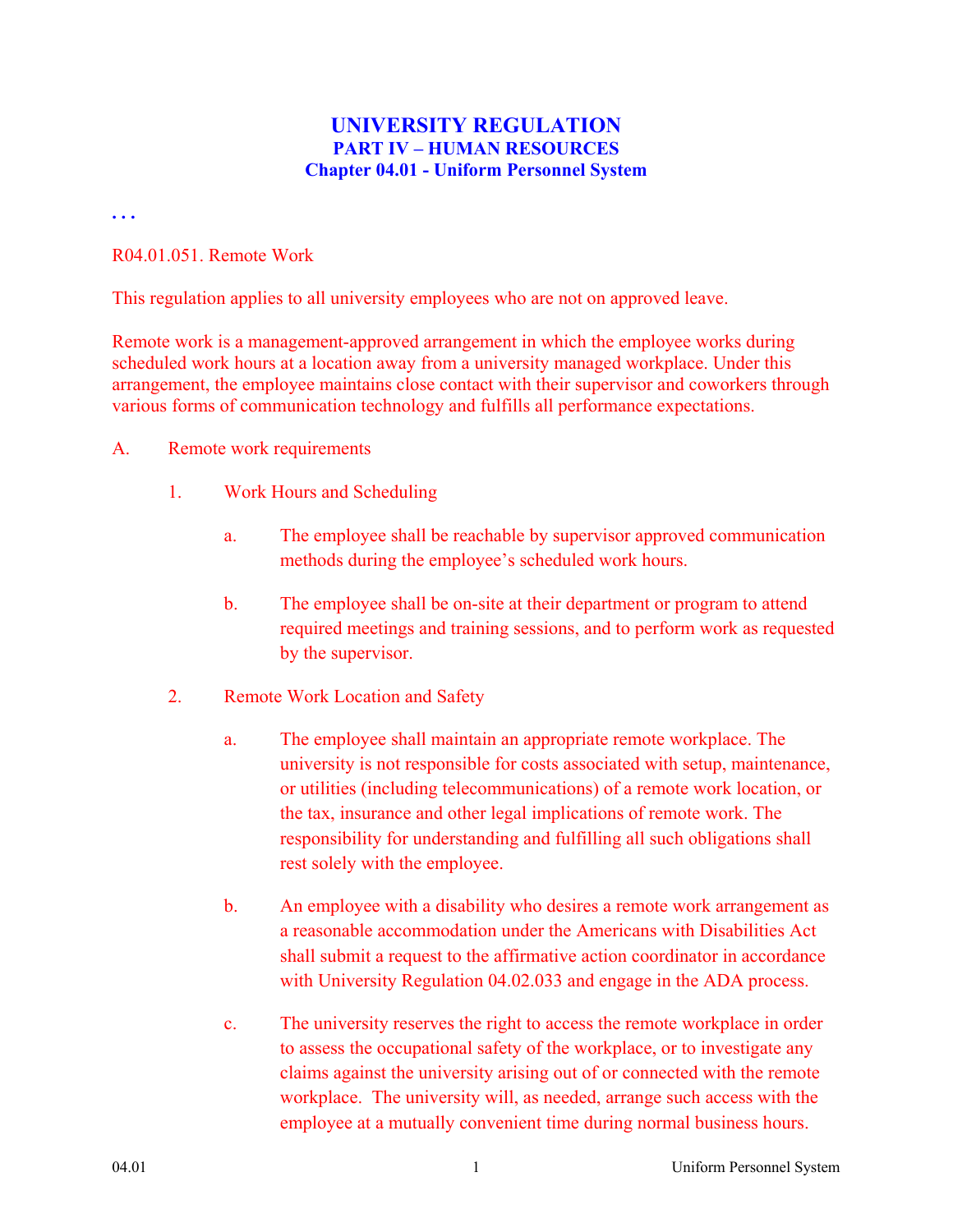# UNIVERSITY REGULATION
## PART IV – HUMAN RESOURCES
## Chapter 04.01 - Uniform Personnel System

. . .

R04.01.051. Remote Work

This regulation applies to all university employees who are not on approved leave.

Remote work is a management-approved arrangement in which the employee works during scheduled work hours at a location away from a university managed workplace. Under this arrangement, the employee maintains close contact with their supervisor and coworkers through various forms of communication technology and fulfills all performance expectations.

A. Remote work requirements

1. Work Hours and Scheduling

   a. The employee shall be reachable by supervisor approved communication methods during the employee's scheduled work hours.

   b. The employee shall be on-site at their department or program to attend required meetings and training sessions, and to perform work as requested by the supervisor.

2. Remote Work Location and Safety

   a. The employee shall maintain an appropriate remote workplace. The university is not responsible for costs associated with setup, maintenance, or utilities (including telecommunications) of a remote work location, or the tax, insurance and other legal implications of remote work. The responsibility for understanding and fulfilling all such obligations shall rest solely with the employee.

   b. An employee with a disability who desires a remote work arrangement as a reasonable accommodation under the Americans with Disabilities Act shall submit a request to the affirmative action coordinator in accordance with University Regulation 04.02.033 and engage in the ADA process.

   c. The university reserves the right to access the remote workplace in order to assess the occupational safety of the workplace, or to investigate any claims against the university arising out of or connected with the remote workplace. The university will, as needed, arrange such access with the employee at a mutually convenient time during normal business hours.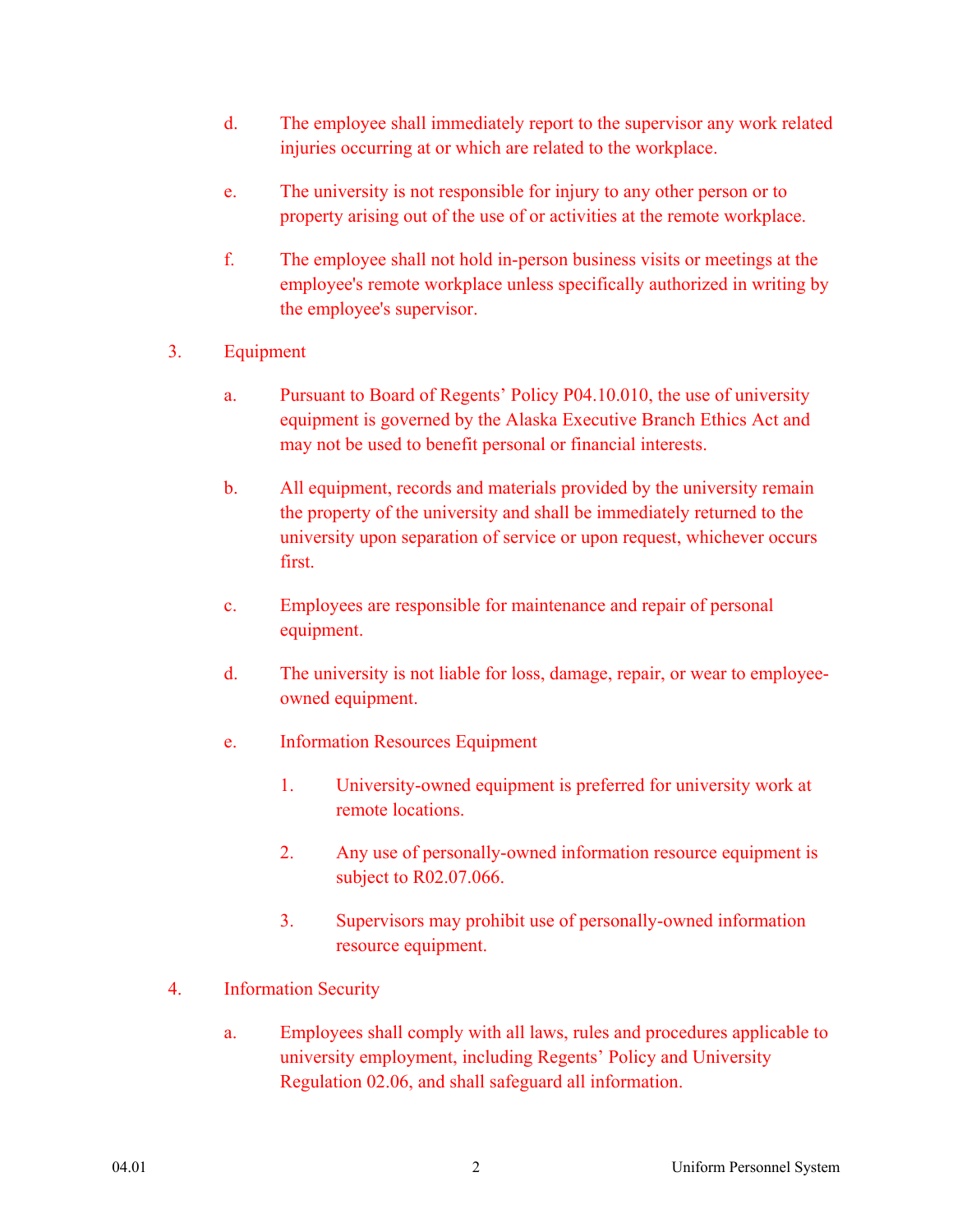d. The employee shall immediately report to the supervisor any work related injuries occurring at or which are related to the workplace.

e. The university is not responsible for injury to any other person or to property arising out of the use of or activities at the remote workplace.

f. The employee shall not hold in-person business visits or meetings at the employee's remote workplace unless specifically authorized in writing by the employee's supervisor.

3. Equipment

   a. Pursuant to Board of Regents' Policy P04.10.010, the use of university equipment is governed by the Alaska Executive Branch Ethics Act and may not be used to benefit personal or financial interests.

   b. All equipment, records and materials provided by the university remain the property of the university and shall be immediately returned to the university upon separation of service or upon request, whichever occurs first.

   c. Employees are responsible for maintenance and repair of personal equipment.

   d. The university is not liable for loss, damage, repair, or wear to employee-owned equipment.

   e. Information Resources Equipment

      1. University-owned equipment is preferred for university work at remote locations.

      2. Any use of personally-owned information resource equipment is subject to R02.07.066.

      3. Supervisors may prohibit use of personally-owned information resource equipment.

4. Information Security

   a. Employees shall comply with all laws, rules and procedures applicable to university employment, including Regents' Policy and University Regulation 02.06, and shall safeguard all information.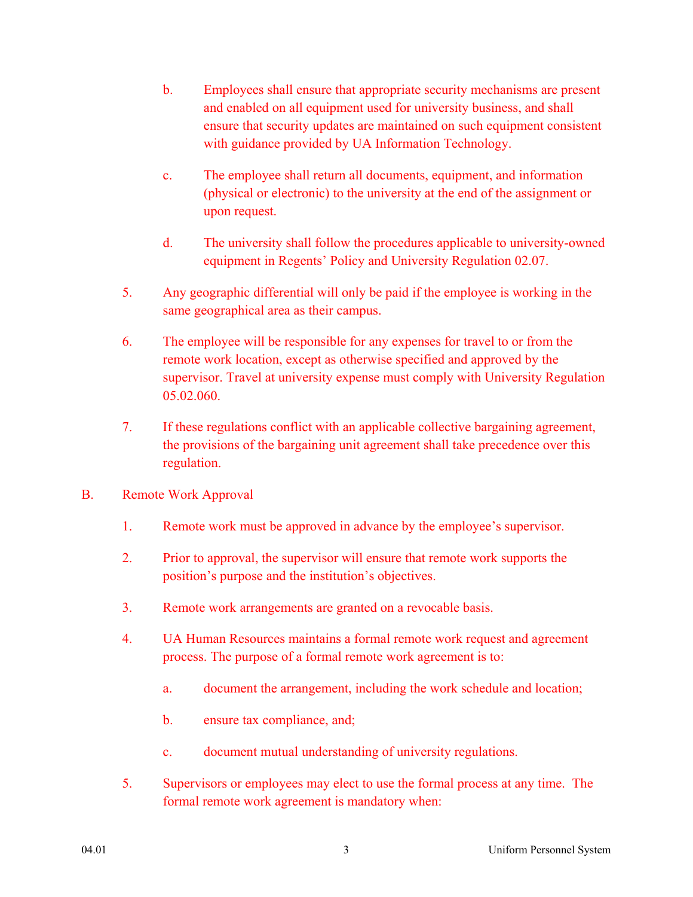b. Employees shall ensure that appropriate security mechanisms are present and enabled on all equipment used for university business, and shall ensure that security updates are maintained on such equipment consistent with guidance provided by UA Information Technology.

c. The employee shall return all documents, equipment, and information (physical or electronic) to the university at the end of the assignment or upon request.

d. The university shall follow the procedures applicable to university-owned equipment in Regents' Policy and University Regulation 02.07.

5. Any geographic differential will only be paid if the employee is working in the same geographical area as their campus.

6. The employee will be responsible for any expenses for travel to or from the remote work location, except as otherwise specified and approved by the supervisor. Travel at university expense must comply with University Regulation 05.02.060.

7. If these regulations conflict with an applicable collective bargaining agreement, the provisions of the bargaining unit agreement shall take precedence over this regulation.

B. Remote Work Approval

1. Remote work must be approved in advance by the employee's supervisor.

2. Prior to approval, the supervisor will ensure that remote work supports the position's purpose and the institution's objectives.

3. Remote work arrangements are granted on a revocable basis.

4. UA Human Resources maintains a formal remote work request and agreement process. The purpose of a formal remote work agreement is to:

   a. document the arrangement, including the work schedule and location;

   b. ensure tax compliance, and;

   c. document mutual understanding of university regulations.

5. Supervisors or employees may elect to use the formal process at any time. The formal remote work agreement is mandatory when: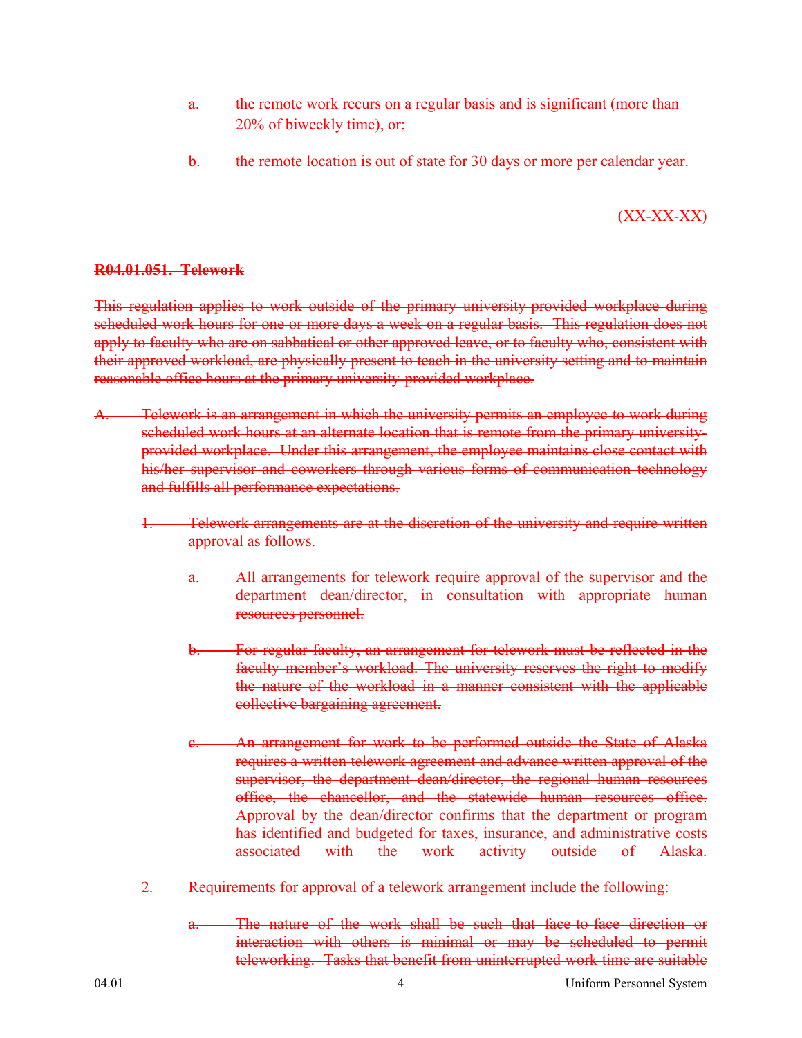a. the remote work recurs on a regular basis and is significant (more than 20% of biweekly time), or;

b. the remote location is out of state for 30 days or more per calendar year.

(XX-XX-XX)

~~**R04.01.051. Telework**~~

~~This regulation applies to work outside of the primary university-provided workplace during scheduled work hours for one or more days a week on a regular basis. This regulation does not apply to faculty who are on sabbatical or other approved leave, or to faculty who, consistent with their approved workload, are physically present to teach in the university setting and to maintain reasonable office hours at the primary university-provided workplace.~~

~~A. Telework is an arrangement in which the university permits an employee to work during scheduled work hours at an alternate location that is remote from the primary university-provided workplace. Under this arrangement, the employee maintains close contact with his/her supervisor and coworkers through various forms of communication technology and fulfills all performance expectations.~~

~~1. Telework arrangements are at the discretion of the university and require written approval as follows.~~

~~a. All arrangements for telework require approval of the supervisor and the department dean/director, in consultation with appropriate human resources personnel.~~

~~b. For regular faculty, an arrangement for telework must be reflected in the faculty member's workload. The university reserves the right to modify the nature of the workload in a manner consistent with the applicable collective bargaining agreement.~~

~~c. An arrangement for work to be performed outside the State of Alaska requires a written telework agreement and advance written approval of the supervisor, the department dean/director, the regional human resources office, the chancellor, and the statewide human resources office. Approval by the dean/director confirms that the department or program has identified and budgeted for taxes, insurance, and administrative costs associated with the work activity outside of Alaska.~~

~~2. Requirements for approval of a telework arrangement include the following:~~

~~a. The nature of the work shall be such that face-to-face direction or interaction with others is minimal or may be scheduled to permit teleworking. Tasks that benefit from uninterrupted work time are suitable~~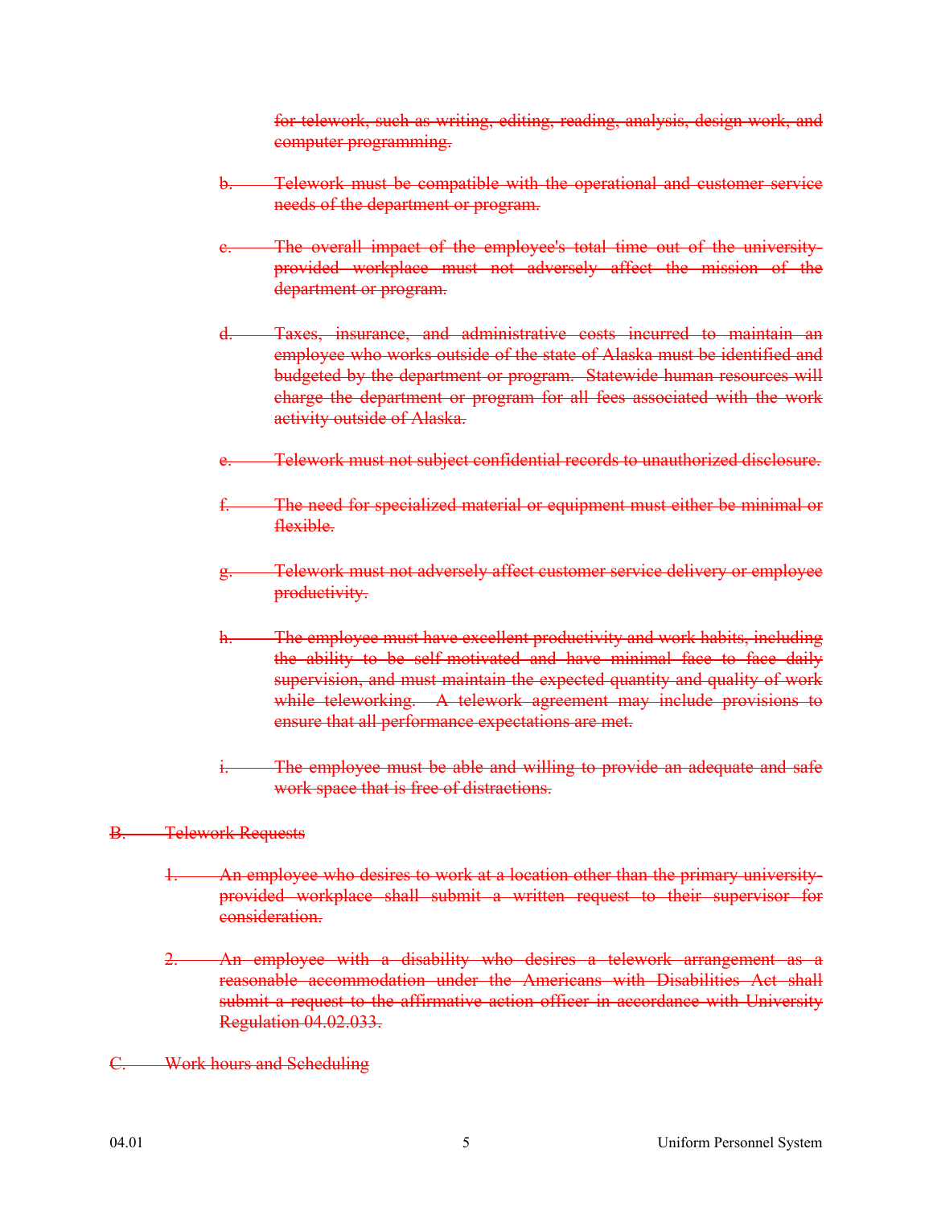~~for telework, such as writing, editing, reading, analysis, design work, and computer programming.~~

~~b. Telework must be compatible with the operational and customer service needs of the department or program.~~

~~c. The overall impact of the employee's total time out of the university-provided workplace must not adversely affect the mission of the department or program.~~

~~d. Taxes, insurance, and administrative costs incurred to maintain an employee who works outside of the state of Alaska must be identified and budgeted by the department or program. Statewide human resources will charge the department or program for all fees associated with the work activity outside of Alaska.~~

~~e. Telework must not subject confidential records to unauthorized disclosure.~~

~~f. The need for specialized material or equipment must either be minimal or flexible.~~

~~g. Telework must not adversely affect customer service delivery or employee productivity.~~

~~h. The employee must have excellent productivity and work habits, including the ability to be self-motivated and have minimal face to face daily supervision, and must maintain the expected quantity and quality of work while teleworking. A telework agreement may include provisions to ensure that all performance expectations are met.~~

~~i. The employee must be able and willing to provide an adequate and safe work space that is free of distractions.~~

~~B. Telework Requests~~

~~1. An employee who desires to work at a location other than the primary university-provided workplace shall submit a written request to their supervisor for consideration.~~

~~2. An employee with a disability who desires a telework arrangement as a reasonable accommodation under the Americans with Disabilities Act shall submit a request to the affirmative action officer in accordance with University Regulation 04.02.033.~~

~~C. Work hours and Scheduling~~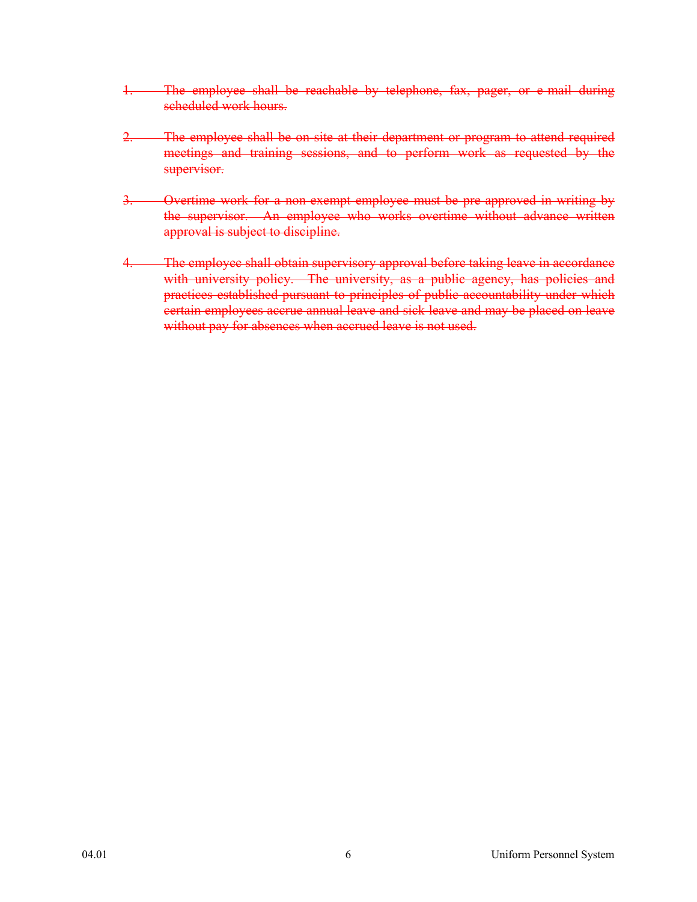1. ~~The employee shall be reachable by telephone, fax, pager, or e-mail during scheduled work hours.~~

2. ~~The employee shall be on-site at their department or program to attend required meetings and training sessions, and to perform work as requested by the supervisor.~~

3. ~~Overtime work for a non-exempt employee must be pre-approved in writing by the supervisor. An employee who works overtime without advance written approval is subject to discipline.~~

4. ~~The employee shall obtain supervisory approval before taking leave in accordance with university policy. The university, as a public agency, has policies and practices established pursuant to principles of public accountability under which certain employees accrue annual leave and sick leave and may be placed on leave without pay for absences when accrued leave is not used.~~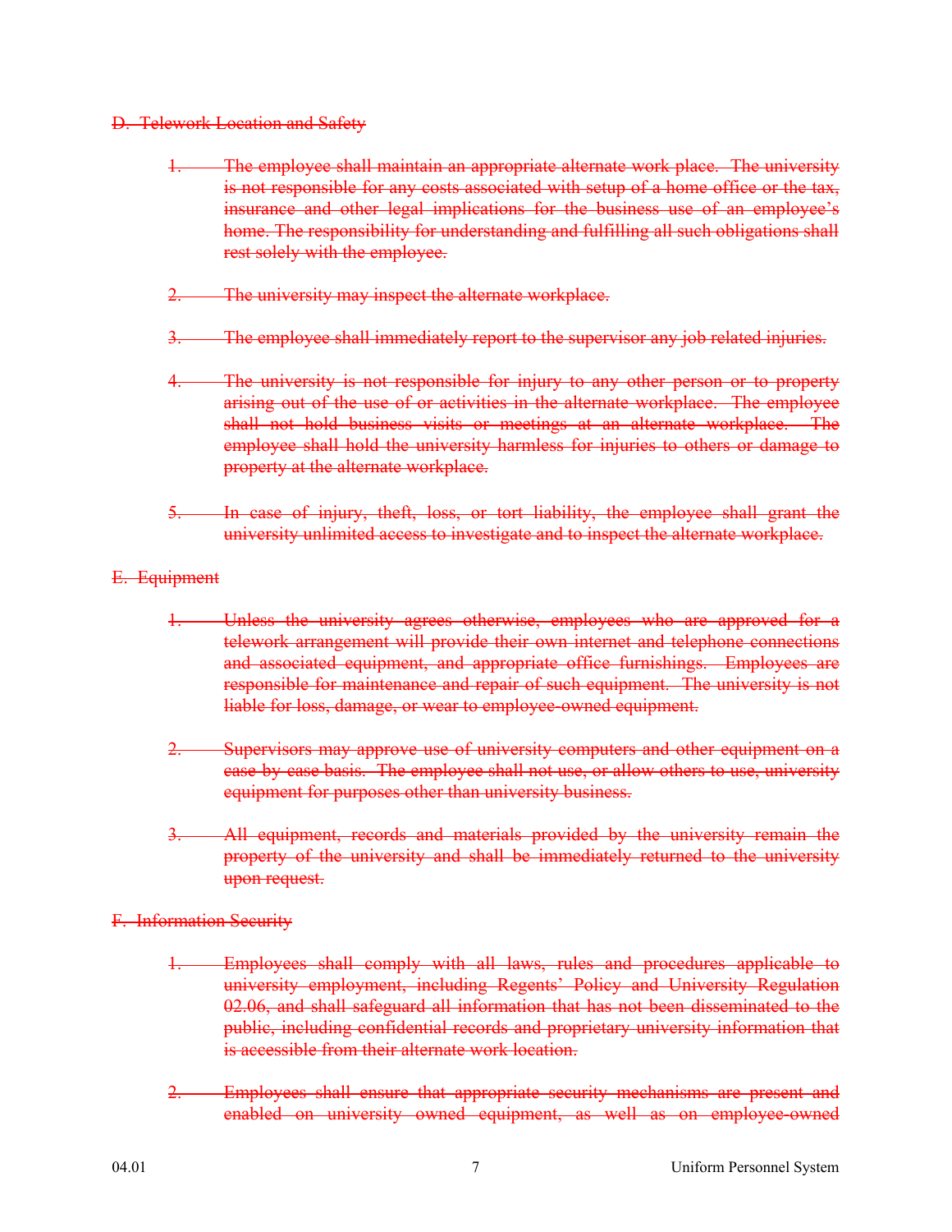~~D. Telework Location and Safety~~

1. ~~The employee shall maintain an appropriate alternate work place. The university is not responsible for any costs associated with setup of a home office or the tax, insurance and other legal implications for the business use of an employee's home. The responsibility for understanding and fulfilling all such obligations shall rest solely with the employee.~~

2. ~~The university may inspect the alternate workplace.~~

3. ~~The employee shall immediately report to the supervisor any job related injuries.~~

4. ~~The university is not responsible for injury to any other person or to property arising out of the use of or activities in the alternate workplace. The employee shall not hold business visits or meetings at an alternate workplace. The employee shall hold the university harmless for injuries to others or damage to property at the alternate workplace.~~

5. ~~In case of injury, theft, loss, or tort liability, the employee shall grant the university unlimited access to investigate and to inspect the alternate workplace.~~

~~E. Equipment~~

1. ~~Unless the university agrees otherwise, employees who are approved for a telework arrangement will provide their own internet and telephone connections and associated equipment, and appropriate office furnishings. Employees are responsible for maintenance and repair of such equipment. The university is not liable for loss, damage, or wear to employee-owned equipment.~~

2. ~~Supervisors may approve use of university computers and other equipment on a case by case basis. The employee shall not use, or allow others to use, university equipment for purposes other than university business.~~

3. ~~All equipment, records and materials provided by the university remain the property of the university and shall be immediately returned to the university upon request.~~

~~F. Information Security~~

1. ~~Employees shall comply with all laws, rules and procedures applicable to university employment, including Regents' Policy and University Regulation 02.06, and shall safeguard all information that has not been disseminated to the public, including confidential records and proprietary university information that is accessible from their alternate work location.~~

2. ~~Employees shall ensure that appropriate security mechanisms are present and enabled on university owned equipment, as well as on employee-owned~~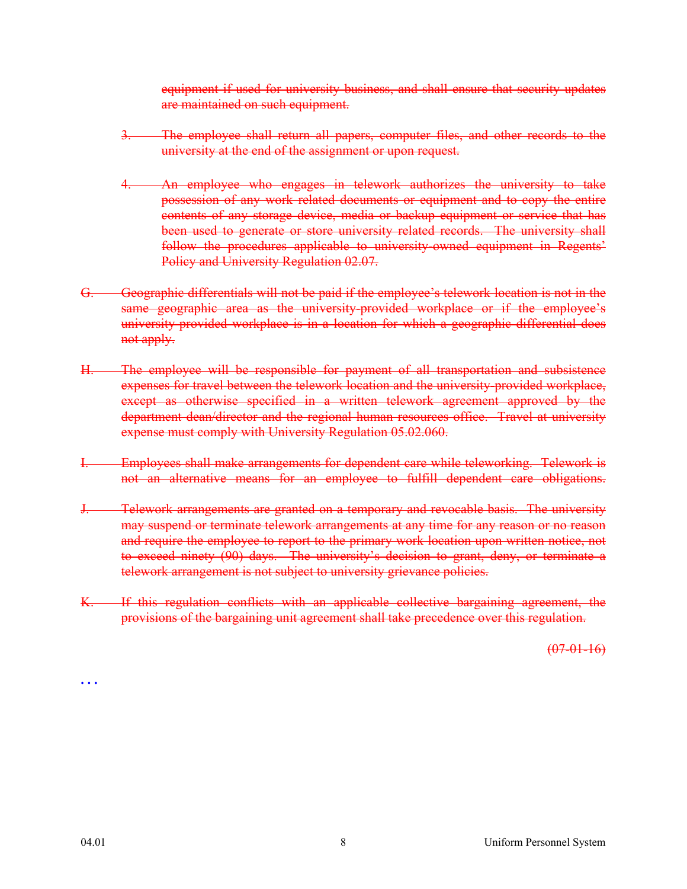~~equipment if used for university business, and shall ensure that security updates are maintained on such equipment.~~

~~3. The employee shall return all papers, computer files, and other records to the university at the end of the assignment or upon request.~~

~~4. An employee who engages in telework authorizes the university to take possession of any work related documents or equipment and to copy the entire contents of any storage device, media or backup equipment or service that has been used to generate or store university related records. The university shall follow the procedures applicable to university-owned equipment in Regents' Policy and University Regulation 02.07.~~

~~G. Geographic differentials will not be paid if the employee's telework location is not in the same geographic area as the university-provided workplace or if the employee's university-provided workplace is in a location for which a geographic differential does not apply.~~

~~H. The employee will be responsible for payment of all transportation and subsistence expenses for travel between the telework location and the university-provided workplace, except as otherwise specified in a written telework agreement approved by the department dean/director and the regional human resources office. Travel at university expense must comply with University Regulation 05.02.060.~~

~~I. Employees shall make arrangements for dependent care while teleworking. Telework is not an alternative means for an employee to fulfill dependent care obligations.~~

~~J. Telework arrangements are granted on a temporary and revocable basis. The university may suspend or terminate telework arrangements at any time for any reason or no reason and require the employee to report to the primary work location upon written notice, not to exceed ninety (90) days. The university's decision to grant, deny, or terminate a telework arrangement is not subject to university grievance policies.~~

~~K. If this regulation conflicts with an applicable collective bargaining agreement, the provisions of the bargaining unit agreement shall take precedence over this regulation.~~

~~(07-01-16)~~

. . .